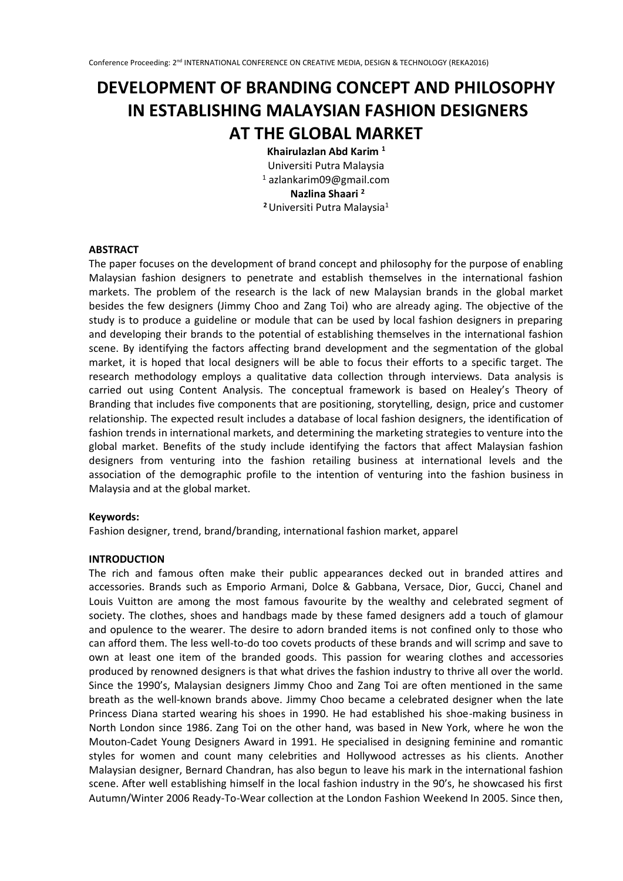# DEVELOPMENT OF BRANDING CONCEPT AND PHILOSOPHY IN ESTABLISHING MALAYSIAN FASHION DESIGNERS AT THE GLOBAL MARKET

**Khairulazlan Abd Karim [1]**
Universiti Putra Malaysia
[1] azlankarim09@gmail.com
**Nazlina Shaari [2]**
[2] Universiti Putra Malaysia[1]

**ABSTRACT**

The paper focuses on the development of brand concept and philosophy for the purpose of enabling Malaysian fashion designers to penetrate and establish themselves in the international fashion markets. The problem of the research is the lack of new Malaysian brands in the global market besides the few designers (Jimmy Choo and Zang Toi) who are already aging. The objective of the study is to produce a guideline or module that can be used by local fashion designers in preparing and developing their brands to the potential of establishing themselves in the international fashion scene. By identifying the factors affecting brand development and the segmentation of the global market, it is hoped that local designers will be able to focus their efforts to a specific target. The research methodology employs a qualitative data collection through interviews. Data analysis is carried out using Content Analysis. The conceptual framework is based on Healey's Theory of Branding that includes five components that are positioning, storytelling, design, price and customer relationship. The expected result includes a database of local fashion designers, the identification of fashion trends in international markets, and determining the marketing strategies to venture into the global market. Benefits of the study include identifying the factors that affect Malaysian fashion designers from venturing into the fashion retailing business at international levels and the association of the demographic profile to the intention of venturing into the fashion business in Malaysia and at the global market.

**Keywords:**
Fashion designer, trend, brand/branding, international fashion market, apparel

**INTRODUCTION**

The rich and famous often make their public appearances decked out in branded attires and accessories. Brands such as Emporio Armani, Dolce & Gabbana, Versace, Dior, Gucci, Chanel and Louis Vuitton are among the most famous favourite by the wealthy and celebrated segment of society. The clothes, shoes and handbags made by these famed designers add a touch of glamour and opulence to the wearer. The desire to adorn branded items is not confined only to those who can afford them. The less well-to-do too coverts products of these brands and will scrimp and save to own at least one item of the branded goods. This passion for wearing clothes and accessories produced by renowned designers is that what drives the fashion industry to thrive all over the world. Since the 1990's, Malaysian designers Jimmy Choo and Zang Toi are often mentioned in the same breath as the well-known brands above. Jimmy Choo became a celebrated designer when the late Princess Diana started wearing his shoes in 1990. He had established his shoe-making business in North London since 1986. Zang Toi on the other hand, was based in New York, where he won the Mouton-Cadet Young Designers Award in 1991. He specialised in designing feminine and romantic styles for women and count many celebrities and Hollywood actresses as his clients. Another Malaysian designer, Bernard Chandran, has also begun to leave his mark in the international fashion scene. After well establishing himself in the local fashion industry in the 90's, he showcased his first Autumn/Winter 2006 Ready-To-Wear collection at the London Fashion Weekend In 2005. Since then,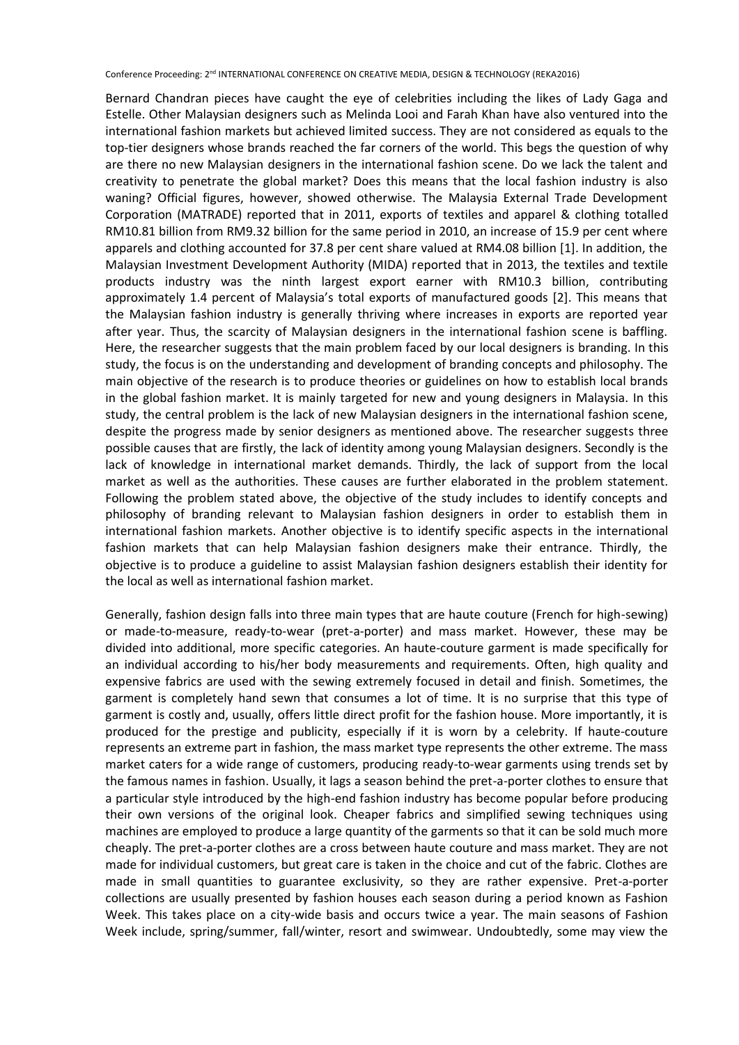Bernard Chandran pieces have caught the eye of celebrities including the likes of Lady Gaga and Estelle. Other Malaysian designers such as Melinda Looi and Farah Khan have also ventured into the international fashion markets but achieved limited success. They are not considered as equals to the top-tier designers whose brands reached the far corners of the world. This begs the question of why are there no new Malaysian designers in the international fashion scene. Do we lack the talent and creativity to penetrate the global market? Does this means that the local fashion industry is also waning? Official figures, however, showed otherwise. The Malaysia External Trade Development Corporation (MATRADE) reported that in 2011, exports of textiles and apparel & clothing totalled RM10.81 billion from RM9.32 billion for the same period in 2010, an increase of 15.9 per cent where apparels and clothing accounted for 37.8 per cent share valued at RM4.08 billion [1]. In addition, the Malaysian Investment Development Authority (MIDA) reported that in 2013, the textiles and textile products industry was the ninth largest export earner with RM10.3 billion, contributing approximately 1.4 percent of Malaysia's total exports of manufactured goods [2]. This means that the Malaysian fashion industry is generally thriving where increases in exports are reported year after year. Thus, the scarcity of Malaysian designers in the international fashion scene is baffling. Here, the researcher suggests that the main problem faced by our local designers is branding. In this study, the focus is on the understanding and development of branding concepts and philosophy. The main objective of the research is to produce theories or guidelines on how to establish local brands in the global fashion market. It is mainly targeted for new and young designers in Malaysia. In this study, the central problem is the lack of new Malaysian designers in the international fashion scene, despite the progress made by senior designers as mentioned above. The researcher suggests three possible causes that are firstly, the lack of identity among young Malaysian designers. Secondly is the lack of knowledge in international market demands. Thirdly, the lack of support from the local market as well as the authorities. These causes are further elaborated in the problem statement. Following the problem stated above, the objective of the study includes to identify concepts and philosophy of branding relevant to Malaysian fashion designers in order to establish them in international fashion markets. Another objective is to identify specific aspects in the international fashion markets that can help Malaysian fashion designers make their entrance. Thirdly, the objective is to produce a guideline to assist Malaysian fashion designers establish their identity for the local as well as international fashion market.

Generally, fashion design falls into three main types that are haute couture (French for high-sewing) or made-to-measure, ready-to-wear (pret-a-porter) and mass market. However, these may be divided into additional, more specific categories. An haute-couture garment is made specifically for an individual according to his/her body measurements and requirements. Often, high quality and expensive fabrics are used with the sewing extremely focused in detail and finish. Sometimes, the garment is completely hand sewn that consumes a lot of time. It is no surprise that this type of garment is costly and, usually, offers little direct profit for the fashion house. More importantly, it is produced for the prestige and publicity, especially if it is worn by a celebrity. If haute-couture represents an extreme part in fashion, the mass market type represents the other extreme. The mass market caters for a wide range of customers, producing ready-to-wear garments using trends set by the famous names in fashion. Usually, it lags a season behind the pret-a-porter clothes to ensure that a particular style introduced by the high-end fashion industry has become popular before producing their own versions of the original look. Cheaper fabrics and simplified sewing techniques using machines are employed to produce a large quantity of the garments so that it can be sold much more cheaply. The pret-a-porter clothes are a cross between haute couture and mass market. They are not made for individual customers, but great care is taken in the choice and cut of the fabric. Clothes are made in small quantities to guarantee exclusivity, so they are rather expensive. Pret-a-porter collections are usually presented by fashion houses each season during a period known as Fashion Week. This takes place on a city-wide basis and occurs twice a year. The main seasons of Fashion Week include, spring/summer, fall/winter, resort and swimwear. Undoubtedly, some may view the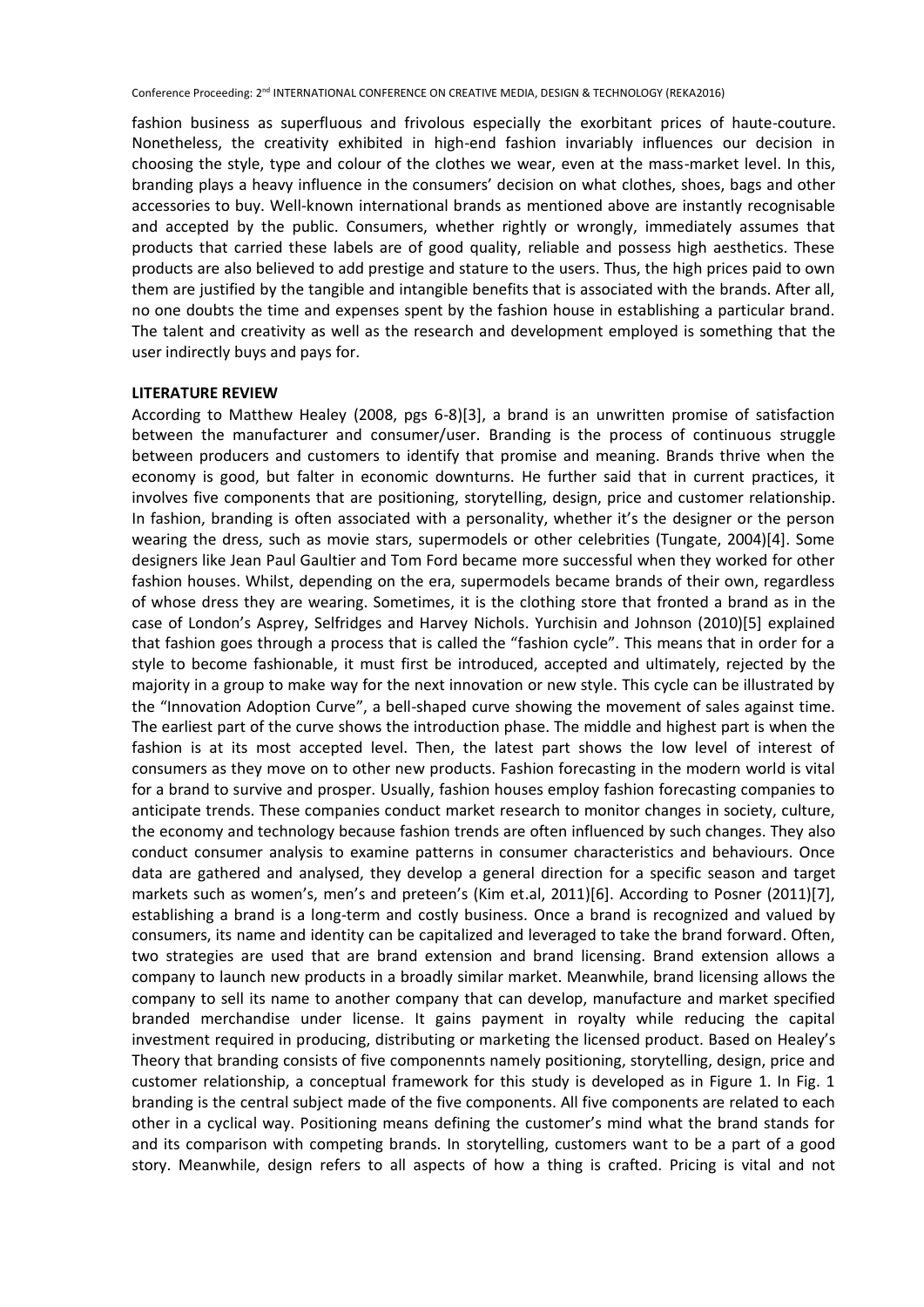fashion business as superfluous and frivolous especially the exorbitant prices of haute-couture. Nonetheless, the creativity exhibited in high-end fashion invariably influences our decision in choosing the style, type and colour of the clothes we wear, even at the mass-market level. In this, branding plays a heavy influence in the consumers' decision on what clothes, shoes, bags and other accessories to buy. Well-known international brands as mentioned above are instantly recognisable and accepted by the public. Consumers, whether rightly or wrongly, immediately assumes that products that carried these labels are of good quality, reliable and possess high aesthetics. These products are also believed to add prestige and stature to the users. Thus, the high prices paid to own them are justified by the tangible and intangible benefits that is associated with the brands. After all, no one doubts the time and expenses spent by the fashion house in establishing a particular brand. The talent and creativity as well as the research and development employed is something that the user indirectly buys and pays for.

## LITERATURE REVIEW

According to Matthew Healey (2008, pgs 6-8)[3], a brand is an unwritten promise of satisfaction between the manufacturer and consumer/user. Branding is the process of continuous struggle between producers and customers to identify that promise and meaning. Brands thrive when the economy is good, but falter in economic downturns. He further said that in current practices, it involves five components that are positioning, storytelling, design, price and customer relationship. In fashion, branding is often associated with a personality, whether it's the designer or the person wearing the dress, such as movie stars, supermodels or other celebrities (Tungate, 2004)[4]. Some designers like Jean Paul Gaultier and Tom Ford became more successful when they worked for other fashion houses. Whilst, depending on the era, supermodels became brands of their own, regardless of whose dress they are wearing. Sometimes, it is the clothing store that fronted a brand as in the case of London's Asprey, Selfridges and Harvey Nichols. Yurchisin and Johnson (2010)[5] explained that fashion goes through a process that is called the "fashion cycle". This means that in order for a style to become fashionable, it must first be introduced, accepted and ultimately, rejected by the majority in a group to make way for the next innovation or new style. This cycle can be illustrated by the "Innovation Adoption Curve", a bell-shaped curve showing the movement of sales against time. The earliest part of the curve shows the introduction phase. The middle and highest part is when the fashion is at its most accepted level. Then, the latest part shows the low level of interest of consumers as they move on to other new products. Fashion forecasting in the modern world is vital for a brand to survive and prosper. Usually, fashion houses employ fashion forecasting companies to anticipate trends. These companies conduct market research to monitor changes in society, culture, the economy and technology because fashion trends are often influenced by such changes. They also conduct consumer analysis to examine patterns in consumer characteristics and behaviours. Once data are gathered and analysed, they develop a general direction for a specific season and target markets such as women's, men's and preteen's (Kim et.al, 2011)[6]. According to Posner (2011)[7], establishing a brand is a long-term and costly business. Once a brand is recognized and valued by consumers, its name and identity can be capitalized and leveraged to take the brand forward. Often, two strategies are used that are brand extension and brand licensing. Brand extension allows a company to launch new products in a broadly similar market. Meanwhile, brand licensing allows the company to sell its name to another company that can develop, manufacture and market specified branded merchandise under license. It gains payment in royalty while reducing the capital investment required in producing, distributing or marketing the licensed product. Based on Healey's Theory that branding consists of five componennts namely positioning, storytelling, design, price and customer relationship, a conceptual framework for this study is developed as in Figure 1. In Fig. 1 branding is the central subject made of the five components. All five components are related to each other in a cyclical way. Positioning means defining the customer's mind what the brand stands for and its comparison with competing brands. In storytelling, customers want to be a part of a good story. Meanwhile, design refers to all aspects of how a thing is crafted. Pricing is vital and not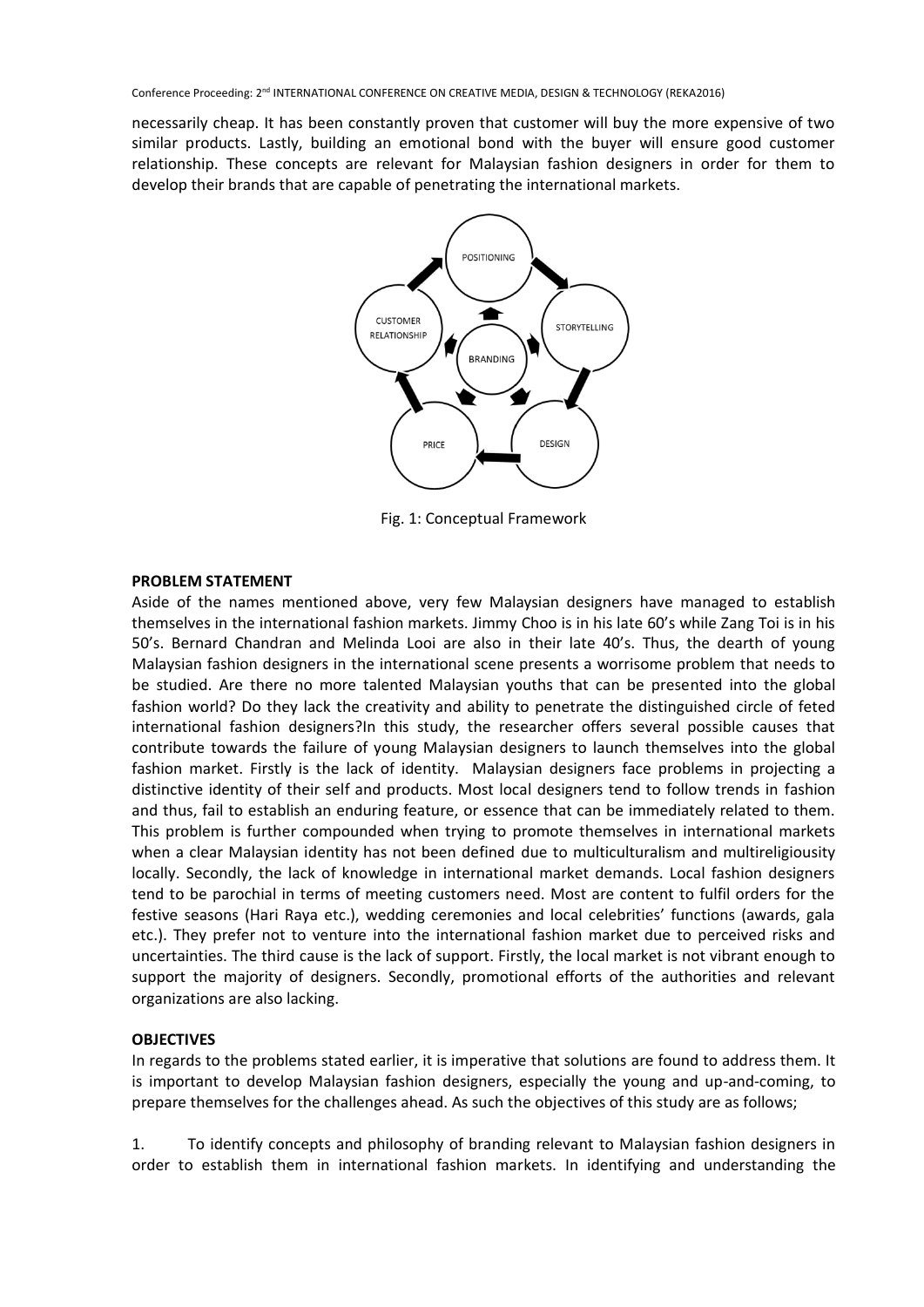necessarily cheap. It has been constantly proven that customer will buy the more expensive of two similar products. Lastly, building an emotional bond with the buyer will ensure good customer relationship. These concepts are relevant for Malaysian fashion designers in order for them to develop their brands that are capable of penetrating the international markets.

Fig. 1: Conceptual Framework

**PROBLEM STATEMENT**

Aside of the names mentioned above, very few Malaysian designers have managed to establish themselves in the international fashion markets. Jimmy Choo is in his late 60's while Zang Toi is in his 50's. Bernard Chandran and Melinda Looi are also in their late 40's. Thus, the dearth of young Malaysian fashion designers in the international scene presents a worrisome problem that needs to be studied. Are there no more talented Malaysian youths that can be presented into the global fashion world? Do they lack the creativity and ability to penetrate the distinguished circle of feted international fashion designers?In this study, the researcher offers several possible causes that contribute towards the failure of young Malaysian designers to launch themselves into the global fashion market. Firstly is the lack of identity. Malaysian designers face problems in projecting a distinctive identity of their self and products. Most local designers tend to follow trends in fashion and thus, fail to establish an enduring feature, or essence that can be immediately related to them. This problem is further compounded when trying to promote themselves in international markets when a clear Malaysian identity has not been defined due to multiculturalism and multireligiousity locally. Secondly, the lack of knowledge in international market demands. Local fashion designers tend to be parochial in terms of meeting customers need. Most are content to fulfil orders for the festive seasons (Hari Raya etc.), wedding ceremonies and local celebrities' functions (awards, gala etc.). They prefer not to venture into the international fashion market due to perceived risks and uncertainties. The third cause is the lack of support. Firstly, the local market is not vibrant enough to support the majority of designers. Secondly, promotional efforts of the authorities and relevant organizations are also lacking.

**OBJECTIVES**

In regards to the problems stated earlier, it is imperative that solutions are found to address them. It is important to develop Malaysian fashion designers, especially the young and up-and-coming, to prepare themselves for the challenges ahead. As such the objectives of this study are as follows;

1. To identify concepts and philosophy of branding relevant to Malaysian fashion designers in order to establish them in international fashion markets. In identifying and understanding the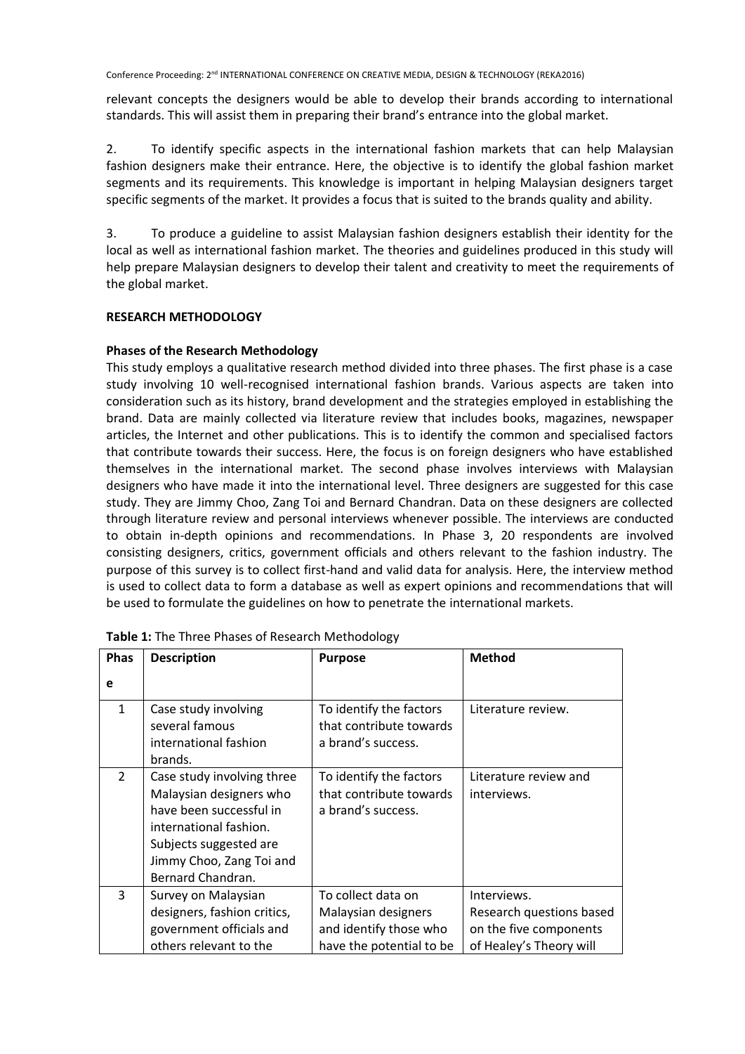relevant concepts the designers would be able to develop their brands according to international standards. This will assist them in preparing their brand's entrance into the global market.

2. To identify specific aspects in the international fashion markets that can help Malaysian fashion designers make their entrance. Here, the objective is to identify the global fashion market segments and its requirements. This knowledge is important in helping Malaysian designers target specific segments of the market. It provides a focus that is suited to the brands quality and ability.

3. To produce a guideline to assist Malaysian fashion designers establish their identity for the local as well as international fashion market. The theories and guidelines produced in this study will help prepare Malaysian designers to develop their talent and creativity to meet the requirements of the global market.

## RESEARCH METHODOLOGY

### Phases of the Research Methodology

This study employs a qualitative research method divided into three phases. The first phase is a case study involving 10 well-recognised international fashion brands. Various aspects are taken into consideration such as its history, brand development and the strategies employed in establishing the brand. Data are mainly collected via literature review that includes books, magazines, newspaper articles, the Internet and other publications. This is to identify the common and specialised factors that contribute towards their success. Here, the focus is on foreign designers who have established themselves in the international market. The second phase involves interviews with Malaysian designers who have made it into the international level. Three designers are suggested for this case study. They are Jimmy Choo, Zang Toi and Bernard Chandran. Data on these designers are collected through literature review and personal interviews whenever possible. The interviews are conducted to obtain in-depth opinions and recommendations. In Phase 3, 20 respondents are involved consisting designers, critics, government officials and others relevant to the fashion industry. The purpose of this survey is to collect first-hand and valid data for analysis. Here, the interview method is used to collect data to form a database as well as expert opinions and recommendations that will be used to formulate the guidelines on how to penetrate the international markets.

**Table 1:** The Three Phases of Research Methodology

| Phase | Description | Purpose | Method |
|---|---|---|---|
| 1 | Case study involving several famous international fashion brands. | To identify the factors that contribute towards a brand's success. | Literature review. |
| 2 | Case study involving three Malaysian designers who have been successful in international fashion. Subjects suggested are Jimmy Choo, Zang Toi and Bernard Chandran. | To identify the factors that contribute towards a brand's success. | Literature review and interviews. |
| 3 | Survey on Malaysian designers, fashion critics, government officials and others relevant to the | To collect data on Malaysian designers and identify those who have the potential to be | Interviews. Research questions based on the five components of Healey's Theory will |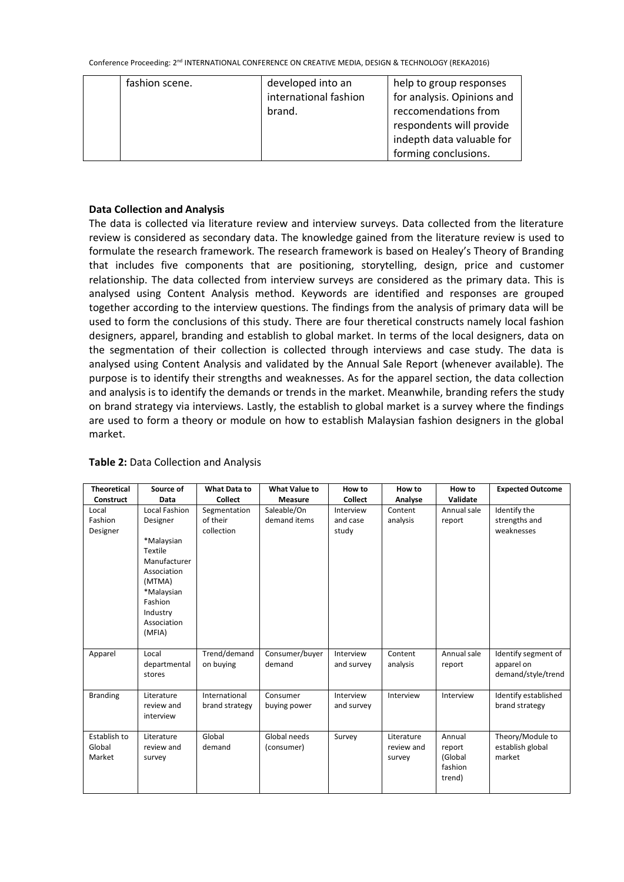| | fashion scene. | developed into an international fashion brand. | help to group responses for analysis. Opinions and reccomendations from respondents will provide indepth data valuable for forming conclusions. |
|---|---|---|---|

### Data Collection and Analysis

The data is collected via literature review and interview surveys. Data collected from the literature review is considered as secondary data. The knowledge gained from the literature review is used to formulate the research framework. The research framework is based on Healey's Theory of Branding that includes five components that are positioning, storytelling, design, price and customer relationship. The data collected from interview surveys are considered as the primary data. This is analysed using Content Analysis method. Keywords are identified and responses are grouped together according to the interview questions. The findings from the analysis of primary data will be used to form the conclusions of this study. There are four theretical constructs namely local fashion designers, apparel, branding and establish to global market. In terms of the local designers, data on the segmentation of their collection is collected through interviews and case study. The data is analysed using Content Analysis and validated by the Annual Sale Report (whenever available). The purpose is to identify their strengths and weaknesses. As for the apparel section, the data collection and analysis is to identify the demands or trends in the market. Meanwhile, branding refers the study on brand strategy via interviews. Lastly, the establish to global market is a survey where the findings are used to form a theory or module on how to establish Malaysian fashion designers in the global market.

**Table 2:** Data Collection and Analysis

| Theoretical Construct | Source of Data | What Data to Collect | What Value to Measure | How to Collect | How to Analyse | How to Validate | Expected Outcome |
|---|---|---|---|---|---|---|---|
| Local Fashion Designer | Local Fashion Designer<br><br>*Malaysian Textile Manufacturer Association (MTMA)<br>*Malaysian Fashion Industry Association (MFIA) | Segmentation of their collection | Saleable/On demand items | Interview and case study | Content analysis | Annual sale report | Identify the strengths and weaknesses |
| Apparel | Local departmental stores | Trend/demand on buying | Consumer/buyer demand | Interview and survey | Content analysis | Annual sale report | Identify segment of apparel on demand/style/trend |
| Branding | Literature review and interview | International brand strategy | Consumer buying power | Interview and survey | Interview | Interview | Identify established brand strategy |
| Establish to Global Market | Literature review and survey | Global demand | Global needs (consumer) | Survey | Literature review and survey | Annual report (Global fashion trend) | Theory/Module to establish global market |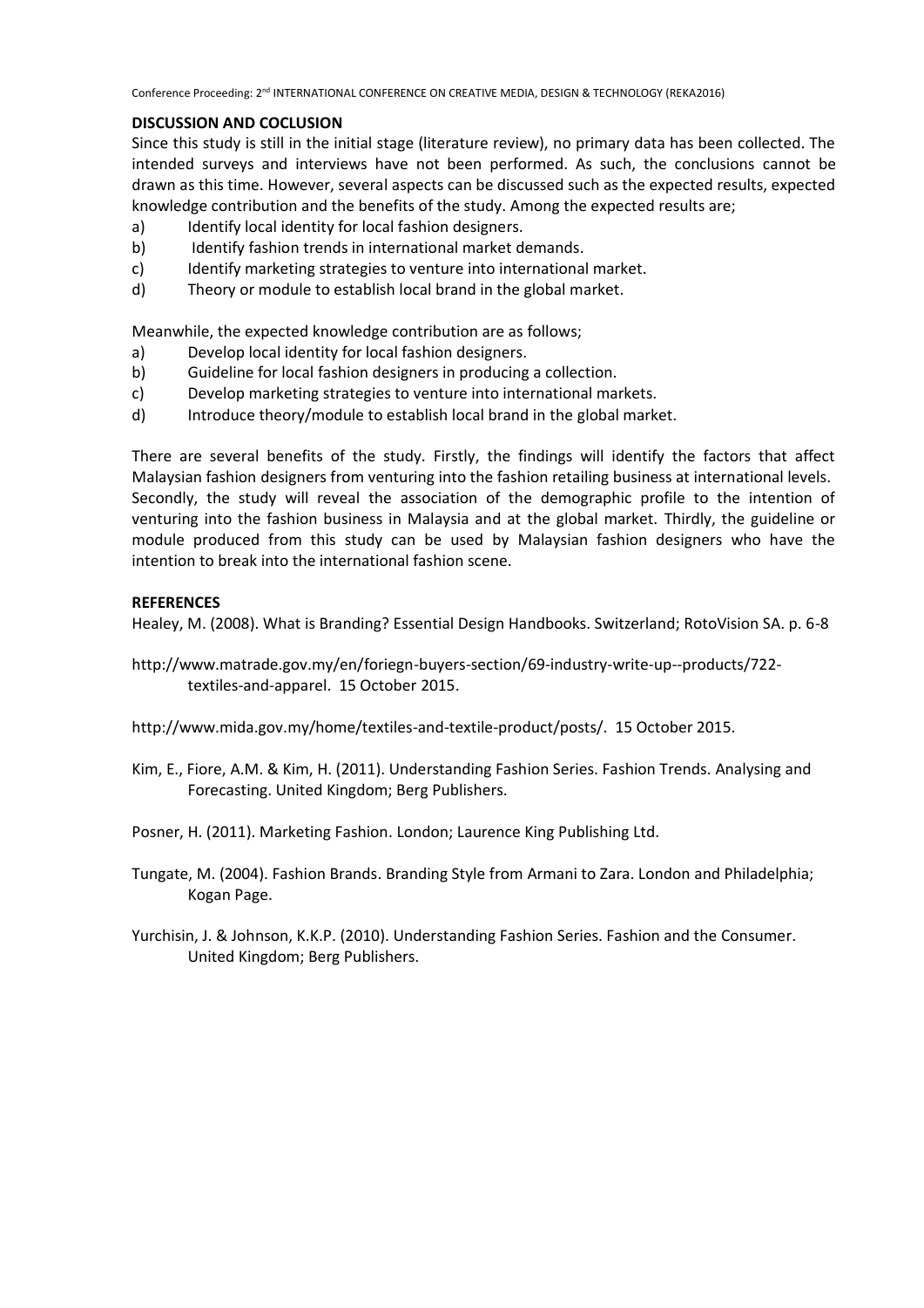## DISCUSSION AND COCLUSION

Since this study is still in the initial stage (literature review), no primary data has been collected. The intended surveys and interviews have not been performed. As such, the conclusions cannot be drawn as this time. However, several aspects can be discussed such as the expected results, expected knowledge contribution and the benefits of the study. Among the expected results are;

a) Identify local identity for local fashion designers.
b) Identify fashion trends in international market demands.
c) Identify marketing strategies to venture into international market.
d) Theory or module to establish local brand in the global market.

Meanwhile, the expected knowledge contribution are as follows;

a) Develop local identity for local fashion designers.
b) Guideline for local fashion designers in producing a collection.
c) Develop marketing strategies to venture into international markets.
d) Introduce theory/module to establish local brand in the global market.

There are several benefits of the study. Firstly, the findings will identify the factors that affect Malaysian fashion designers from venturing into the fashion retailing business at international levels. Secondly, the study will reveal the association of the demographic profile to the intention of venturing into the fashion business in Malaysia and at the global market. Thirdly, the guideline or module produced from this study can be used by Malaysian fashion designers who have the intention to break into the international fashion scene.

## REFERENCES

Healey, M. (2008). What is Branding? Essential Design Handbooks. Switzerland; RotoVision SA. p. 6-8

http://www.matrade.gov.my/en/foriegn-buyers-section/69-industry-write-up--products/722-textiles-and-apparel. 15 October 2015.

http://www.mida.gov.my/home/textiles-and-textile-product/posts/. 15 October 2015.

Kim, E., Fiore, A.M. & Kim, H. (2011). Understanding Fashion Series. Fashion Trends. Analysing and Forecasting. United Kingdom; Berg Publishers.

Posner, H. (2011). Marketing Fashion. London; Laurence King Publishing Ltd.

Tungate, M. (2004). Fashion Brands. Branding Style from Armani to Zara. London and Philadelphia; Kogan Page.

Yurchisin, J. & Johnson, K.K.P. (2010). Understanding Fashion Series. Fashion and the Consumer. United Kingdom; Berg Publishers.